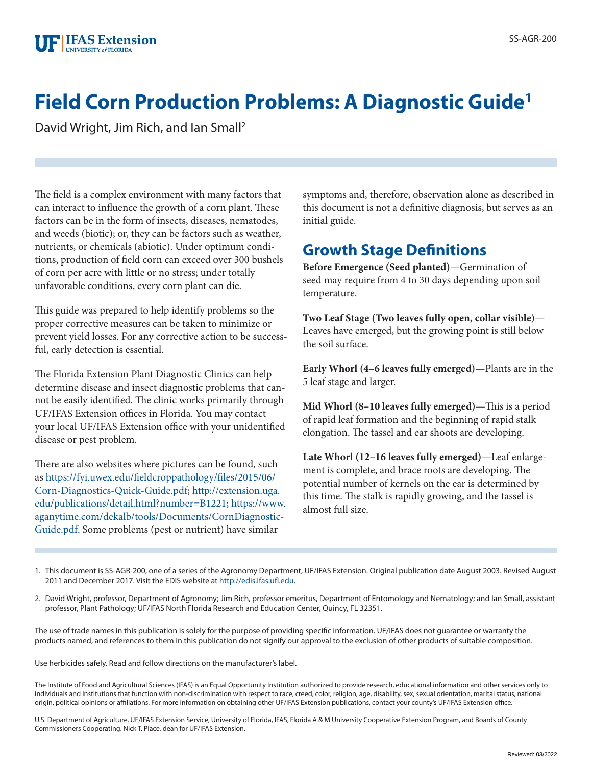# Field Corn Production Problems: A Diagnostic Guide[1]

David Wright, Jim Rich, and Ian Small[2]

The field is a complex environment with many factors that can interact to influence the growth of a corn plant. These factors can be in the form of insects, diseases, nematodes, and weeds (biotic); or, they can be factors such as weather, nutrients, or chemicals (abiotic). Under optimum conditions, production of field corn can exceed over 300 bushels of corn per acre with little or no stress; under totally unfavorable conditions, every corn plant can die.

This guide was prepared to help identify problems so the proper corrective measures can be taken to minimize or prevent yield losses. For any corrective action to be successful, early detection is essential.

The Florida Extension Plant Diagnostic Clinics can help determine disease and insect diagnostic problems that cannot be easily identified. The clinic works primarily through UF/IFAS Extension offices in Florida. You may contact your local UF/IFAS Extension office with your unidentified disease or pest problem.

There are also websites where pictures can be found, such as https://fyi.uwex.edu/fieldcroppathology/files/2015/06/Corn-Diagnostics-Quick-Guide.pdf; http://extension.uga.edu/publications/detail.html?number=B1221; https://www.aganytime.com/dekalb/tools/Documents/CornDiagnosticGuide.pdf. Some problems (pest or nutrient) have similar symptoms and, therefore, observation alone as described in this document is not a definitive diagnosis, but serves as an initial guide.

## Growth Stage Definitions

**Before Emergence (Seed planted)**—Germination of seed may require from 4 to 30 days depending upon soil temperature.

**Two Leaf Stage (Two leaves fully open, collar visible)**—Leaves have emerged, but the growing point is still below the soil surface.

**Early Whorl (4–6 leaves fully emerged)**—Plants are in the 5 leaf stage and larger.

**Mid Whorl (8–10 leaves fully emerged)**—This is a period of rapid leaf formation and the beginning of rapid stalk elongation. The tassel and ear shoots are developing.

**Late Whorl (12–16 leaves fully emerged)**—Leaf enlargement is complete, and brace roots are developing. The potential number of kernels on the ear is determined by this time. The stalk is rapidly growing, and the tassel is almost full size.

1. This document is SS-AGR-200, one of a series of the Agronomy Department, UF/IFAS Extension. Original publication date August 2003. Revised August 2011 and December 2017. Visit the EDIS website at http://edis.ifas.ufl.edu.

2. David Wright, professor, Department of Agronomy; Jim Rich, professor emeritus, Department of Entomology and Nematology; and Ian Small, assistant professor, Plant Pathology; UF/IFAS North Florida Research and Education Center, Quincy, FL 32351.

The use of trade names in this publication is solely for the purpose of providing specific information. UF/IFAS does not guarantee or warranty the products named, and references to them in this publication do not signify our approval to the exclusion of other products of suitable composition.

Use herbicides safely. Read and follow directions on the manufacturer's label.

The Institute of Food and Agricultural Sciences (IFAS) is an Equal Opportunity Institution authorized to provide research, educational information and other services only to individuals and institutions that function with non-discrimination with respect to race, creed, color, religion, age, disability, sex, sexual orientation, marital status, national origin, political opinions or affiliations. For more information on obtaining other UF/IFAS Extension publications, contact your county's UF/IFAS Extension office.

U.S. Department of Agriculture, UF/IFAS Extension Service, University of Florida, IFAS, Florida A & M University Cooperative Extension Program, and Boards of County Commissioners Cooperating. Nick T. Place, dean for UF/IFAS Extension.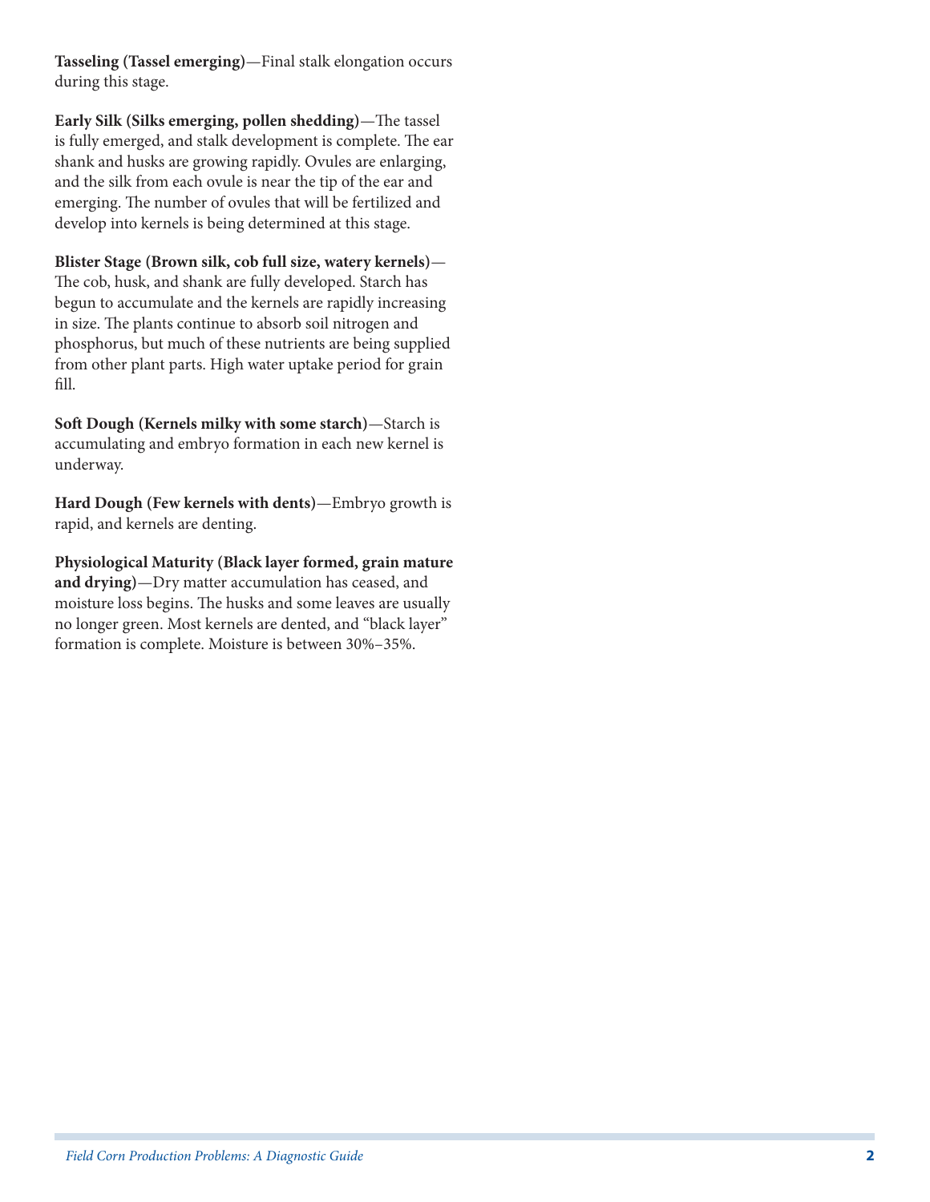**Tasseling (Tassel emerging)**—Final stalk elongation occurs during this stage.

**Early Silk (Silks emerging, pollen shedding)**—The tassel is fully emerged, and stalk development is complete. The ear shank and husks are growing rapidly. Ovules are enlarging, and the silk from each ovule is near the tip of the ear and emerging. The number of ovules that will be fertilized and develop into kernels is being determined at this stage.

**Blister Stage (Brown silk, cob full size, watery kernels)**—The cob, husk, and shank are fully developed. Starch has begun to accumulate and the kernels are rapidly increasing in size. The plants continue to absorb soil nitrogen and phosphorus, but much of these nutrients are being supplied from other plant parts. High water uptake period for grain fill.

**Soft Dough (Kernels milky with some starch)**—Starch is accumulating and embryo formation in each new kernel is underway.

**Hard Dough (Few kernels with dents)**—Embryo growth is rapid, and kernels are denting.

**Physiological Maturity (Black layer formed, grain mature and drying)**—Dry matter accumulation has ceased, and moisture loss begins. The husks and some leaves are usually no longer green. Most kernels are dented, and "black layer" formation is complete. Moisture is between 30%–35%.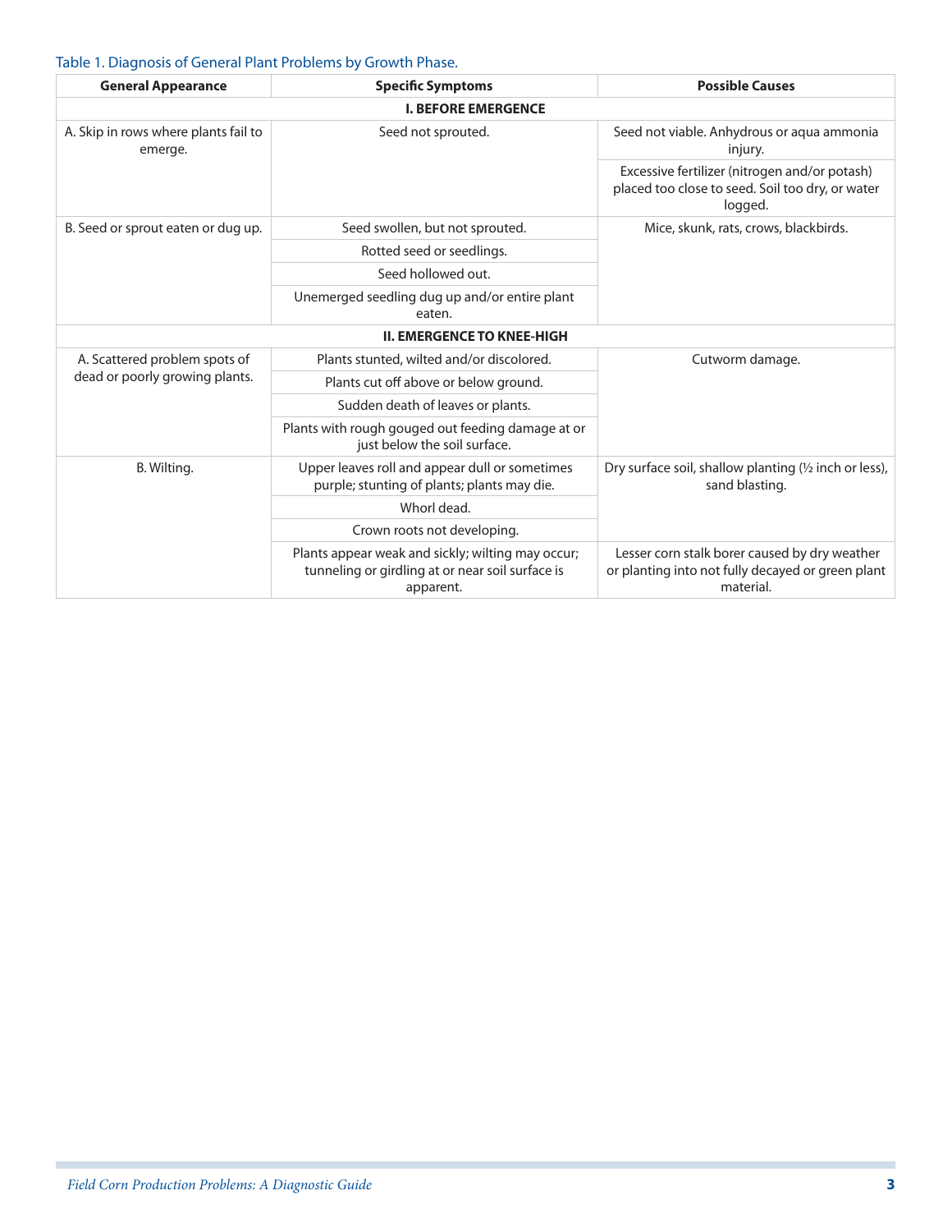Table 1. Diagnosis of General Plant Problems by Growth Phase.

| General Appearance | Specific Symptoms | Possible Causes |
| --- | --- | --- |
| **I. BEFORE EMERGENCE** | | |
| A. Skip in rows where plants fail to emerge. | Seed not sprouted. | Seed not viable. Anhydrous or aqua ammonia injury. |
| | | Excessive fertilizer (nitrogen and/or potash) placed too close to seed. Soil too dry, or water logged. |
| B. Seed or sprout eaten or dug up. | Seed swollen, but not sprouted. | Mice, skunk, rats, crows, blackbirds. |
| | Rotted seed or seedlings. | |
| | Seed hollowed out. | |
| | Unemerged seedling dug up and/or entire plant eaten. | |
| **II. EMERGENCE TO KNEE-HIGH** | | |
| A. Scattered problem spots of dead or poorly growing plants. | Plants stunted, wilted and/or discolored. | Cutworm damage. |
| | Plants cut off above or below ground. | |
| | Sudden death of leaves or plants. | |
| | Plants with rough gouged out feeding damage at or just below the soil surface. | |
| B. Wilting. | Upper leaves roll and appear dull or sometimes purple; stunting of plants; plants may die. | Dry surface soil, shallow planting (½ inch or less), sand blasting. |
| | Whorl dead. | |
| | Crown roots not developing. | |
| | Plants appear weak and sickly; wilting may occur; tunneling or girdling at or near soil surface is apparent. | Lesser corn stalk borer caused by dry weather or planting into not fully decayed or green plant material. |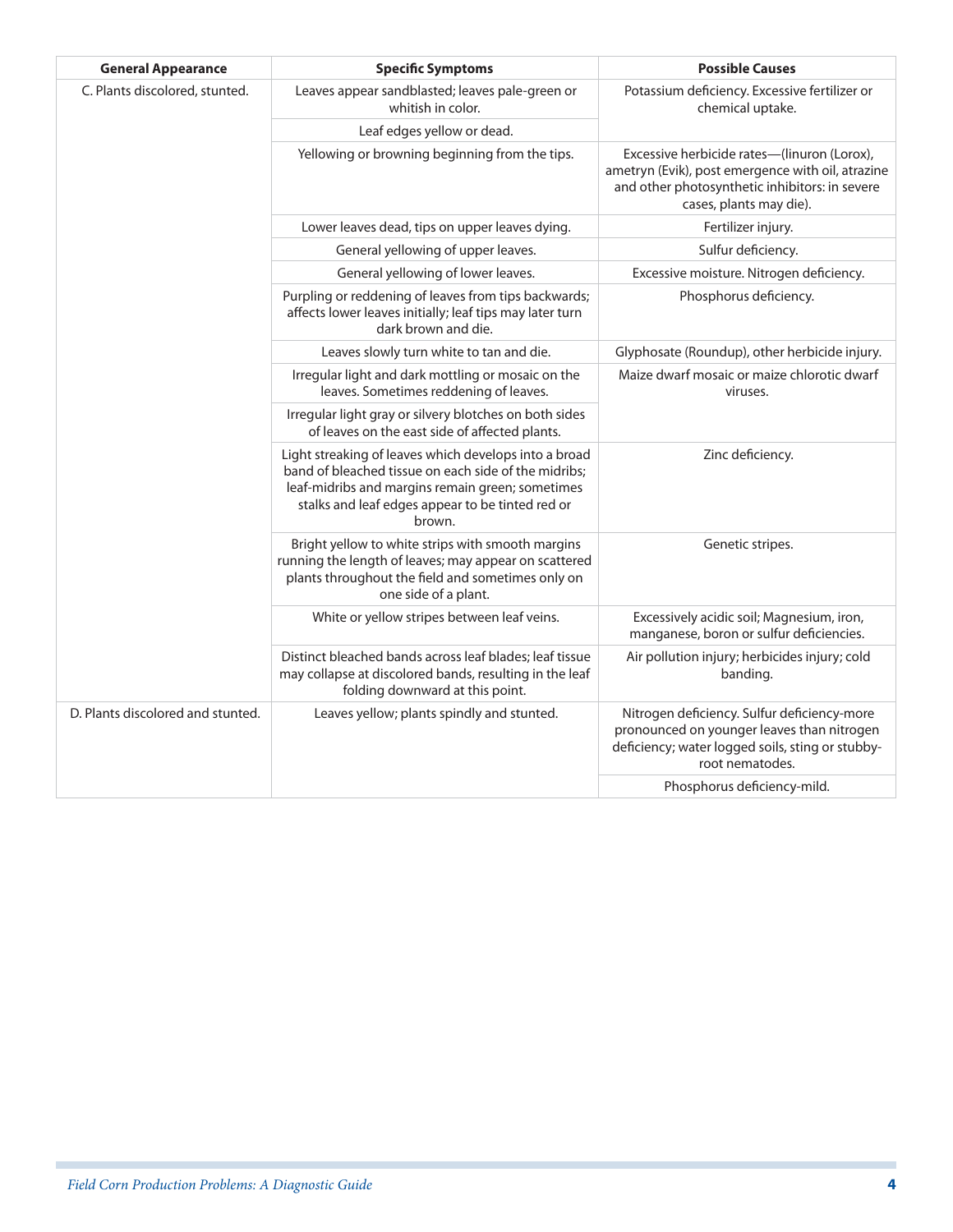| General Appearance | Specific Symptoms | Possible Causes |
|---|---|---|
| C. Plants discolored, stunted. | Leaves appear sandblasted; leaves pale-green or whitish in color. | Potassium deficiency. Excessive fertilizer or chemical uptake. |
| | Leaf edges yellow or dead. | |
| | Yellowing or browning beginning from the tips. | Excessive herbicide rates—(linuron (Lorox), ametryn (Evik), post emergence with oil, atrazine and other photosynthetic inhibitors: in severe cases, plants may die). |
| | Lower leaves dead, tips on upper leaves dying. | Fertilizer injury. |
| | General yellowing of upper leaves. | Sulfur deficiency. |
| | General yellowing of lower leaves. | Excessive moisture. Nitrogen deficiency. |
| | Purpling or reddening of leaves from tips backwards; affects lower leaves initially; leaf tips may later turn dark brown and die. | Phosphorus deficiency. |
| | Leaves slowly turn white to tan and die. | Glyphosate (Roundup), other herbicide injury. |
| | Irregular light and dark mottling or mosaic on the leaves. Sometimes reddening of leaves. | Maize dwarf mosaic or maize chlorotic dwarf viruses. |
| | Irregular light gray or silvery blotches on both sides of leaves on the east side of affected plants. | |
| | Light streaking of leaves which develops into a broad band of bleached tissue on each side of the midribs; leaf-midribs and margins remain green; sometimes stalks and leaf edges appear to be tinted red or brown. | Zinc deficiency. |
| | Bright yellow to white strips with smooth margins running the length of leaves; may appear on scattered plants throughout the field and sometimes only on one side of a plant. | Genetic stripes. |
| | White or yellow stripes between leaf veins. | Excessively acidic soil; Magnesium, iron, manganese, boron or sulfur deficiencies. |
| | Distinct bleached bands across leaf blades; leaf tissue may collapse at discolored bands, resulting in the leaf folding downward at this point. | Air pollution injury; herbicides injury; cold banding. |
| D. Plants discolored and stunted. | Leaves yellow; plants spindly and stunted. | Nitrogen deficiency. Sulfur deficiency-more pronounced on younger leaves than nitrogen deficiency; water logged soils, sting or stubby-root nematodes. |
| | | Phosphorus deficiency-mild. |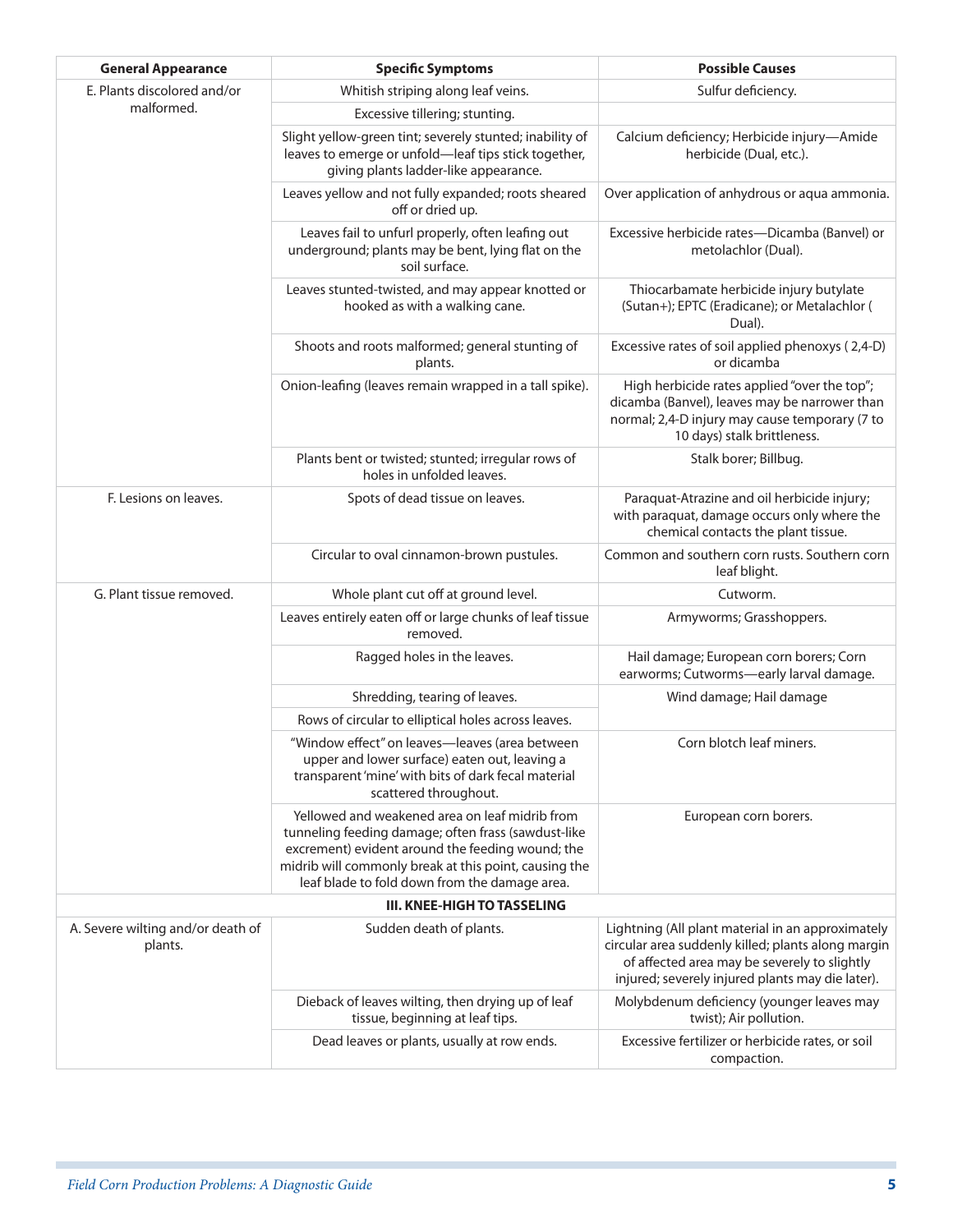| General Appearance | Specific Symptoms | Possible Causes |
|---|---|---|
| E. Plants discolored and/or malformed. | Whitish striping along leaf veins. | Sulfur deficiency. |
| | Excessive tillering; stunting. | |
| | Slight yellow-green tint; severely stunted; inability of leaves to emerge or unfold—leaf tips stick together, giving plants ladder-like appearance. | Calcium deficiency; Herbicide injury—Amide herbicide (Dual, etc.). |
| | Leaves yellow and not fully expanded; roots sheared off or dried up. | Over application of anhydrous or aqua ammonia. |
| | Leaves fail to unfurl properly, often leafing out underground; plants may be bent, lying flat on the soil surface. | Excessive herbicide rates—Dicamba (Banvel) or metolachlor (Dual). |
| | Leaves stunted-twisted, and may appear knotted or hooked as with a walking cane. | Thiocarbamate herbicide injury butylate (Sutan+); EPTC (Eradicane); or Metalachlor ( Dual). |
| | Shoots and roots malformed; general stunting of plants. | Excessive rates of soil applied phenoxys ( 2,4-D) or dicamba |
| | Onion-leafing (leaves remain wrapped in a tall spike). | High herbicide rates applied "over the top"; dicamba (Banvel), leaves may be narrower than normal; 2,4-D injury may cause temporary (7 to 10 days) stalk brittleness. |
| | Plants bent or twisted; stunted; irregular rows of holes in unfolded leaves. | Stalk borer; Billbug. |
| F. Lesions on leaves. | Spots of dead tissue on leaves. | Paraquat-Atrazine and oil herbicide injury; with paraquat, damage occurs only where the chemical contacts the plant tissue. |
| | Circular to oval cinnamon-brown pustules. | Common and southern corn rusts. Southern corn leaf blight. |
| G. Plant tissue removed. | Whole plant cut off at ground level. | Cutworm. |
| | Leaves entirely eaten off or large chunks of leaf tissue removed. | Armyworms; Grasshoppers. |
| | Ragged holes in the leaves. | Hail damage; European corn borers; Corn earworms; Cutworms—early larval damage. |
| | Shredding, tearing of leaves. | Wind damage; Hail damage |
| | Rows of circular to elliptical holes across leaves. | |
| | "Window effect" on leaves—leaves (area between upper and lower surface) eaten out, leaving a transparent 'mine' with bits of dark fecal material scattered throughout. | Corn blotch leaf miners. |
| | Yellowed and weakened area on leaf midrib from tunneling feeding damage; often frass (sawdust-like excrement) evident around the feeding wound; the midrib will commonly break at this point, causing the leaf blade to fold down from the damage area. | European corn borers. |
| | **III. KNEE-HIGH TO TASSELING** | |
| A. Severe wilting and/or death of plants. | Sudden death of plants. | Lightning (All plant material in an approximately circular area suddenly killed; plants along margin of affected area may be severely to slightly injured; severely injured plants may die later). |
| | Dieback of leaves wilting, then drying up of leaf tissue, beginning at leaf tips. | Molybdenum deficiency (younger leaves may twist); Air pollution. |
| | Dead leaves or plants, usually at row ends. | Excessive fertilizer or herbicide rates, or soil compaction. |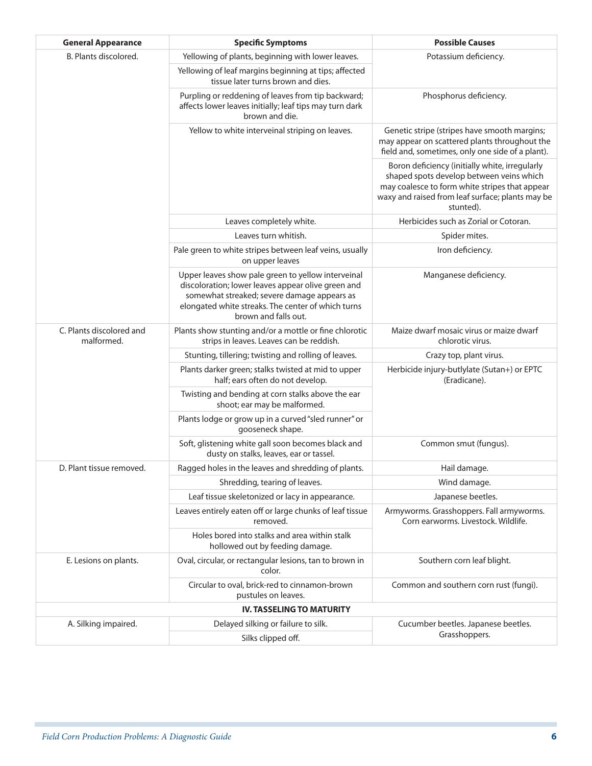| General Appearance | Specific Symptoms | Possible Causes |
|---|---|---|
| B. Plants discolored. | Yellowing of plants, beginning with lower leaves. | Potassium deficiency. |
| | Yellowing of leaf margins beginning at tips; affected tissue later turns brown and dies. | |
| | Purpling or reddening of leaves from tip backward; affects lower leaves initially; leaf tips may turn dark brown and die. | Phosphorus deficiency. |
| | Yellow to white interveinal striping on leaves. | Genetic stripe (stripes have smooth margins; may appear on scattered plants throughout the field and, sometimes, only one side of a plant). |
| | | Boron deficiency (initially white, irregularly shaped spots develop between veins which may coalesce to form white stripes that appear waxy and raised from leaf surface; plants may be stunted). |
| | Leaves completely white. | Herbicides such as Zorial or Cotoran. |
| | Leaves turn whitish. | Spider mites. |
| | Pale green to white stripes between leaf veins, usually on upper leaves | Iron deficiency. |
| | Upper leaves show pale green to yellow interveinal discoloration; lower leaves appear olive green and somewhat streaked; severe damage appears as elongated white streaks. The center of which turns brown and falls out. | Manganese deficiency. |
| C. Plants discolored and malformed. | Plants show stunting and/or a mottle or fine chlorotic strips in leaves. Leaves can be reddish. | Maize dwarf mosaic virus or maize dwarf chlorotic virus. |
| | Stunting, tillering; twisting and rolling of leaves. | Crazy top, plant virus. |
| | Plants darker green; stalks twisted at mid to upper half; ears often do not develop. | Herbicide injury-butlylate (Sutan+) or EPTC (Eradicane). |
| | Twisting and bending at corn stalks above the ear shoot; ear may be malformed. | |
| | Plants lodge or grow up in a curved "sled runner" or gooseneck shape. | |
| | Soft, glistening white gall soon becomes black and dusty on stalks, leaves, ear or tassel. | Common smut (fungus). |
| D. Plant tissue removed. | Ragged holes in the leaves and shredding of plants. | Hail damage. |
| | Shredding, tearing of leaves. | Wind damage. |
| | Leaf tissue skeletonized or lacy in appearance. | Japanese beetles. |
| | Leaves entirely eaten off or large chunks of leaf tissue removed. | Armyworms. Grasshoppers. Fall armyworms. Corn earworms. Livestock. Wildlife. |
| | Holes bored into stalks and area within stalk hollowed out by feeding damage. | |
| E. Lesions on plants. | Oval, circular, or rectangular lesions, tan to brown in color. | Southern corn leaf blight. |
| | Circular to oval, brick-red to cinnamon-brown pustules on leaves. | Common and southern corn rust (fungi). |
| **IV. TASSELING TO MATURITY** | | |
| A. Silking impaired. | Delayed silking or failure to silk. | Cucumber beetles. Japanese beetles. Grasshoppers. |
| | Silks clipped off. | |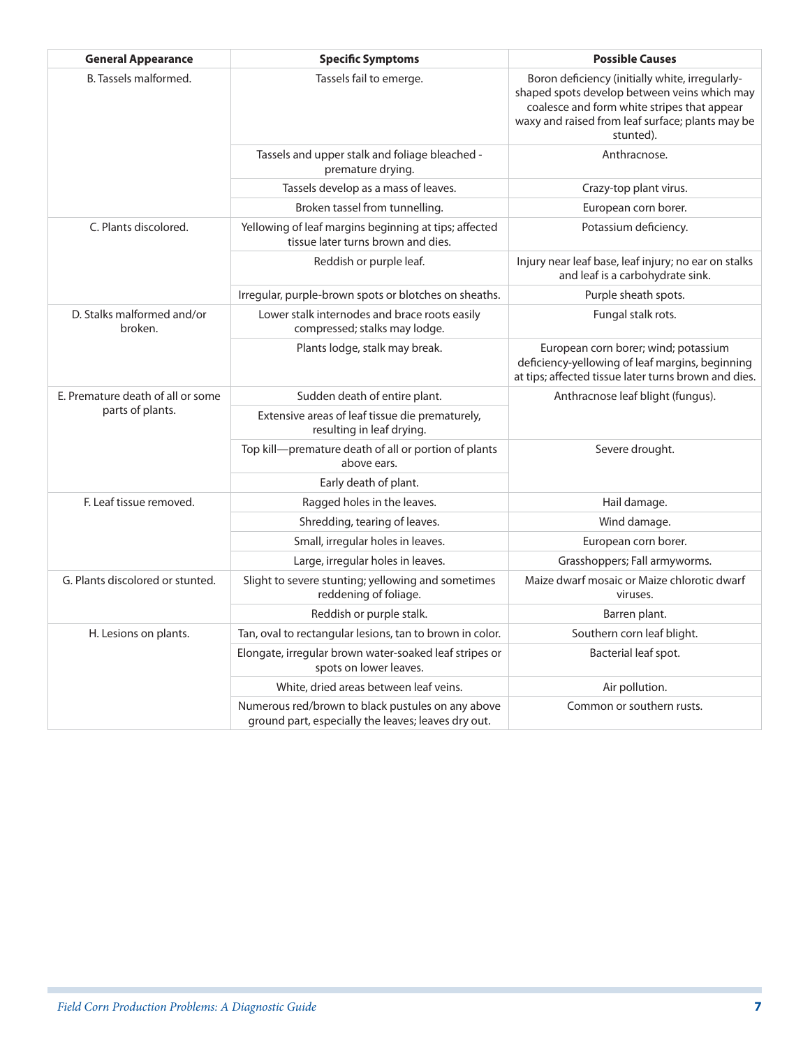| General Appearance | Specific Symptoms | Possible Causes |
|---|---|---|
| B. Tassels malformed. | Tassels fail to emerge. | Boron deficiency (initially white, irregularly-shaped spots develop between veins which may coalesce and form white stripes that appear waxy and raised from leaf surface; plants may be stunted). |
| | Tassels and upper stalk and foliage bleached - premature drying. | Anthracnose. |
| | Tassels develop as a mass of leaves. | Crazy-top plant virus. |
| | Broken tassel from tunnelling. | European corn borer. |
| C. Plants discolored. | Yellowing of leaf margins beginning at tips; affected tissue later turns brown and dies. | Potassium deficiency. |
| | Reddish or purple leaf. | Injury near leaf base, leaf injury; no ear on stalks and leaf is a carbohydrate sink. |
| | Irregular, purple-brown spots or blotches on sheaths. | Purple sheath spots. |
| D. Stalks malformed and/or broken. | Lower stalk internodes and brace roots easily compressed; stalks may lodge. | Fungal stalk rots. |
| | Plants lodge, stalk may break. | European corn borer; wind; potassium deficiency-yellowing of leaf margins, beginning at tips; affected tissue later turns brown and dies. |
| E. Premature death of all or some parts of plants. | Sudden death of entire plant. | Anthracnose leaf blight (fungus). |
| | Extensive areas of leaf tissue die prematurely, resulting in leaf drying. | |
| | Top kill—premature death of all or portion of plants above ears. | Severe drought. |
| | Early death of plant. | |
| F. Leaf tissue removed. | Ragged holes in the leaves. | Hail damage. |
| | Shredding, tearing of leaves. | Wind damage. |
| | Small, irregular holes in leaves. | European corn borer. |
| | Large, irregular holes in leaves. | Grasshoppers; Fall armyworms. |
| G. Plants discolored or stunted. | Slight to severe stunting; yellowing and sometimes reddening of foliage. | Maize dwarf mosaic or Maize chlorotic dwarf viruses. |
| | Reddish or purple stalk. | Barren plant. |
| H. Lesions on plants. | Tan, oval to rectangular lesions, tan to brown in color. | Southern corn leaf blight. |
| | Elongate, irregular brown water-soaked leaf stripes or spots on lower leaves. | Bacterial leaf spot. |
| | White, dried areas between leaf veins. | Air pollution. |
| | Numerous red/brown to black pustules on any above ground part, especially the leaves; leaves dry out. | Common or southern rusts. |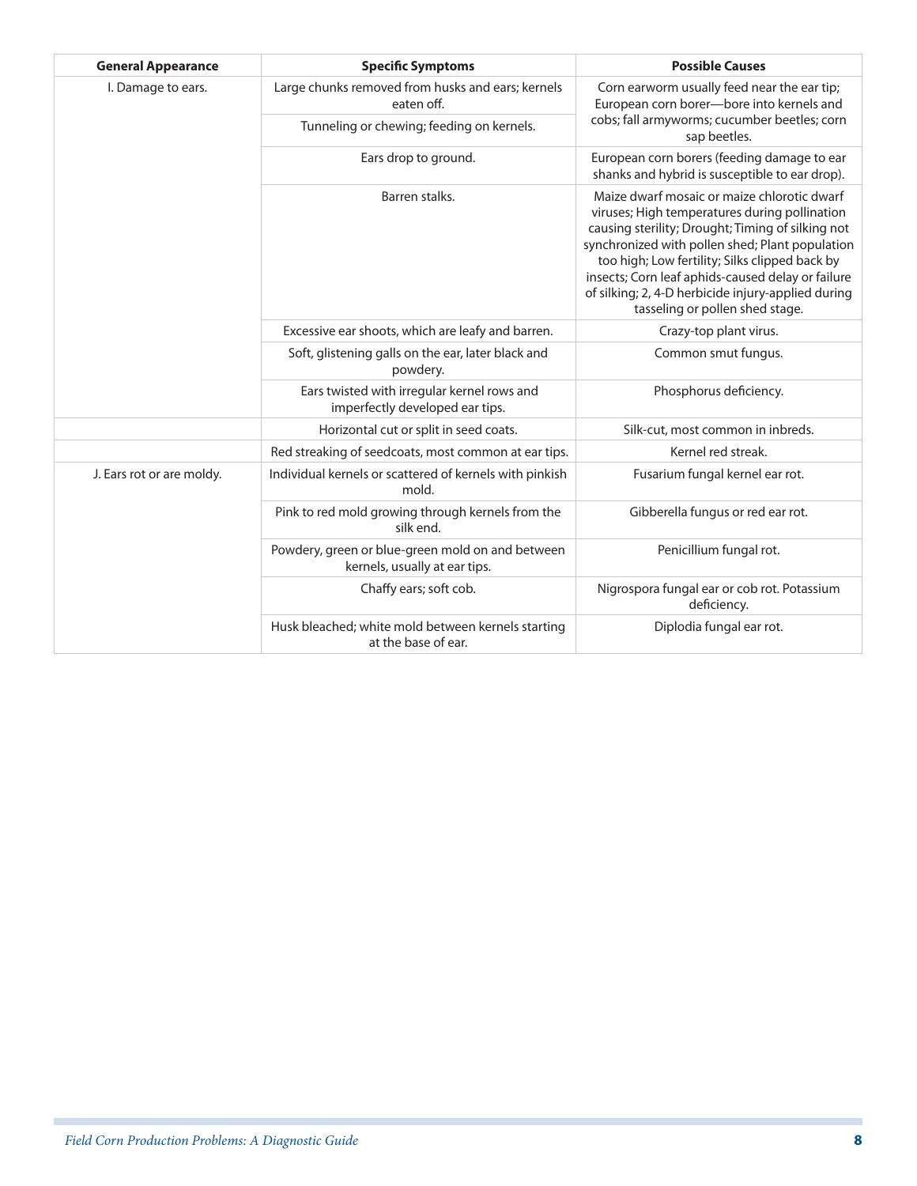| General Appearance | Specific Symptoms | Possible Causes |
|---|---|---|
| I. Damage to ears. | Large chunks removed from husks and ears; kernels eaten off. | Corn earworm usually feed near the ear tip; European corn borer—bore into kernels and cobs; fall armyworms; cucumber beetles; corn sap beetles. |
| | Tunneling or chewing; feeding on kernels. | |
| | Ears drop to ground. | European corn borers (feeding damage to ear shanks and hybrid is susceptible to ear drop). |
| | Barren stalks. | Maize dwarf mosaic or maize chlorotic dwarf viruses; High temperatures during pollination causing sterility; Drought; Timing of silking not synchronized with pollen shed; Plant population too high; Low fertility; Silks clipped back by insects; Corn leaf aphids-caused delay or failure of silking; 2, 4-D herbicide injury-applied during tasseling or pollen shed stage. |
| | Excessive ear shoots, which are leafy and barren. | Crazy-top plant virus. |
| | Soft, glistening galls on the ear, later black and powdery. | Common smut fungus. |
| | Ears twisted with irregular kernel rows and imperfectly developed ear tips. | Phosphorus deficiency. |
| | Horizontal cut or split in seed coats. | Silk-cut, most common in inbreds. |
| | Red streaking of seedcoats, most common at ear tips. | Kernel red streak. |
| J. Ears rot or are moldy. | Individual kernels or scattered of kernels with pinkish mold. | Fusarium fungal kernel ear rot. |
| | Pink to red mold growing through kernels from the silk end. | Gibberella fungus or red ear rot. |
| | Powdery, green or blue-green mold on and between kernels, usually at ear tips. | Penicillium fungal rot. |
| | Chaffy ears; soft cob. | Nigrospora fungal ear or cob rot. Potassium deficiency. |
| | Husk bleached; white mold between kernels starting at the base of ear. | Diplodia fungal ear rot. |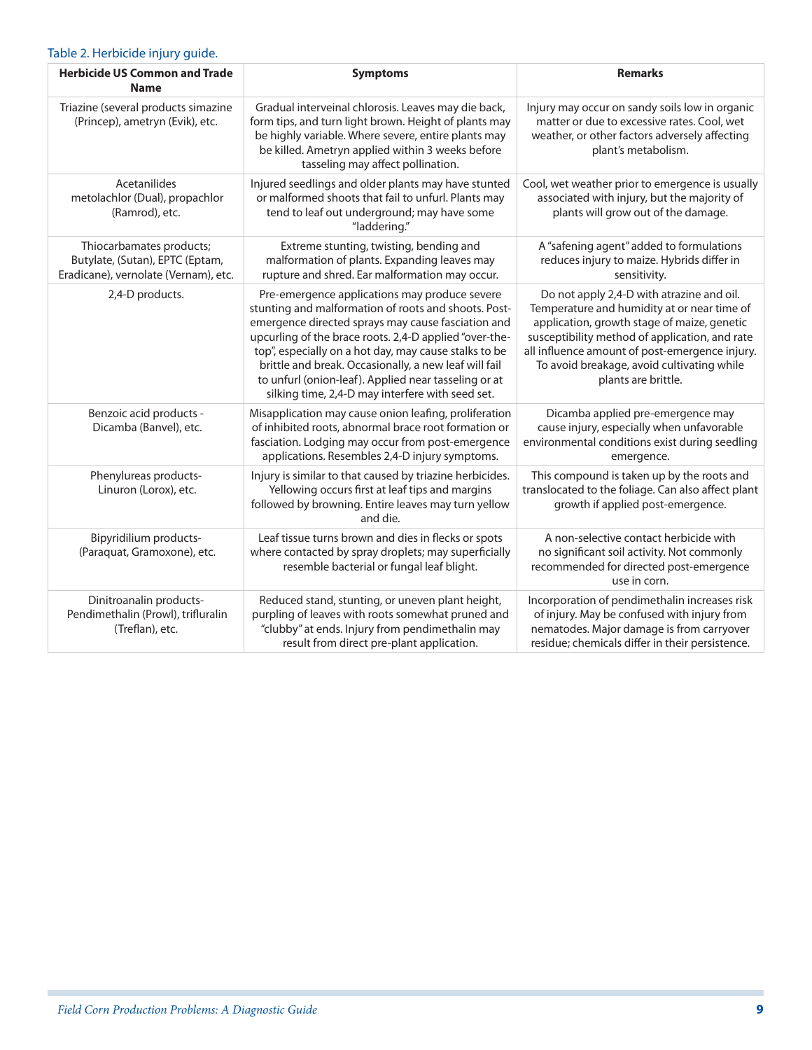Table 2. Herbicide injury guide.

| Herbicide US Common and Trade Name | Symptoms | Remarks |
| --- | --- | --- |
| Triazine (several products simazine (Princep), ametryn (Evik), etc. | Gradual interveinal chlorosis. Leaves may die back, form tips, and turn light brown. Height of plants may be highly variable. Where severe, entire plants may be killed. Ametryn applied within 3 weeks before tasseling may affect pollination. | Injury may occur on sandy soils low in organic matter or due to excessive rates. Cool, wet weather, or other factors adversely affecting plant's metabolism. |
| Acetanilides metolachlor (Dual), propachlor (Ramrod), etc. | Injured seedlings and older plants may have stunted or malformed shoots that fail to unfurl. Plants may tend to leaf out underground; may have some "laddering." | Cool, wet weather prior to emergence is usually associated with injury, but the majority of plants will grow out of the damage. |
| Thiocarbamates products; Butylate, (Sutan), EPTC (Eptam, Eradicane), vernolate (Vernam), etc. | Extreme stunting, twisting, bending and malformation of plants. Expanding leaves may rupture and shred. Ear malformation may occur. | A "safening agent" added to formulations reduces injury to maize. Hybrids differ in sensitivity. |
| 2,4-D products. | Pre-emergence applications may produce severe stunting and malformation of roots and shoots. Post-emergence directed sprays may cause fasciation and upcurling of the brace roots. 2,4-D applied "over-the-top", especially on a hot day, may cause stalks to be brittle and break. Occasionally, a new leaf will fail to unfurl (onion-leaf). Applied near tasseling or at silking time, 2,4-D may interfere with seed set. | Do not apply 2,4-D with atrazine and oil. Temperature and humidity at or near time of application, growth stage of maize, genetic susceptibility method of application, and rate all influence amount of post-emergence injury. To avoid breakage, avoid cultivating while plants are brittle. |
| Benzoic acid products - Dicamba (Banvel), etc. | Misapplication may cause onion leafing, proliferation of inhibited roots, abnormal brace root formation or fasciation. Lodging may occur from post-emergence applications. Resembles 2,4-D injury symptoms. | Dicamba applied pre-emergence may cause injury, especially when unfavorable environmental conditions exist during seedling emergence. |
| Phenylureas products- Linuron (Lorox), etc. | Injury is similar to that caused by triazine herbicides. Yellowing occurs first at leaf tips and margins followed by browning. Entire leaves may turn yellow and die. | This compound is taken up by the roots and translocated to the foliage. Can also affect plant growth if applied post-emergence. |
| Bipyridilium products- (Paraquat, Gramoxone), etc. | Leaf tissue turns brown and dies in flecks or spots where contacted by spray droplets; may superficially resemble bacterial or fungal leaf blight. | A non-selective contact herbicide with no significant soil activity. Not commonly recommended for directed post-emergence use in corn. |
| Dinitroanalin products- Pendimethalin (Prowl), trifluralin (Treflan), etc. | Reduced stand, stunting, or uneven plant height, purpling of leaves with roots somewhat pruned and "clubby" at ends. Injury from pendimethalin may result from direct pre-plant application. | Incorporation of pendimethalin increases risk of injury. May be confused with injury from nematodes. Major damage is from carryover residue; chemicals differ in their persistence. |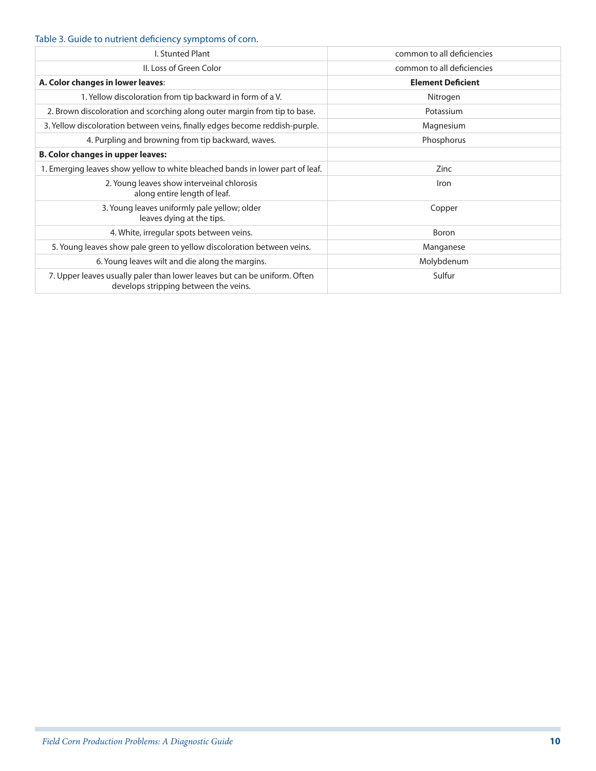Table 3. Guide to nutrient deficiency symptoms of corn.

| | |
|---|---|
| I. Stunted Plant | common to all deficiencies |
| II. Loss of Green Color | common to all deficiencies |
| **A. Color changes in lower leaves**: | **Element Deficient** |
| 1. Yellow discoloration from tip backward in form of a V. | Nitrogen |
| 2. Brown discoloration and scorching along outer margin from tip to base. | Potassium |
| 3. Yellow discoloration between veins, finally edges become reddish-purple. | Magnesium |
| 4. Purpling and browning from tip backward, waves. | Phosphorus |
| **B. Color changes in upper leaves:** | |
| 1. Emerging leaves show yellow to white bleached bands in lower part of leaf. | Zinc |
| 2. Young leaves show interveinal chlorosis along entire length of leaf. | Iron |
| 3. Young leaves uniformly pale yellow; older leaves dying at the tips. | Copper |
| 4. White, irregular spots between veins. | Boron |
| 5. Young leaves show pale green to yellow discoloration between veins. | Manganese |
| 6. Young leaves wilt and die along the margins. | Molybdenum |
| 7. Upper leaves usually paler than lower leaves but can be uniform. Often develops stripping between the veins. | Sulfur |